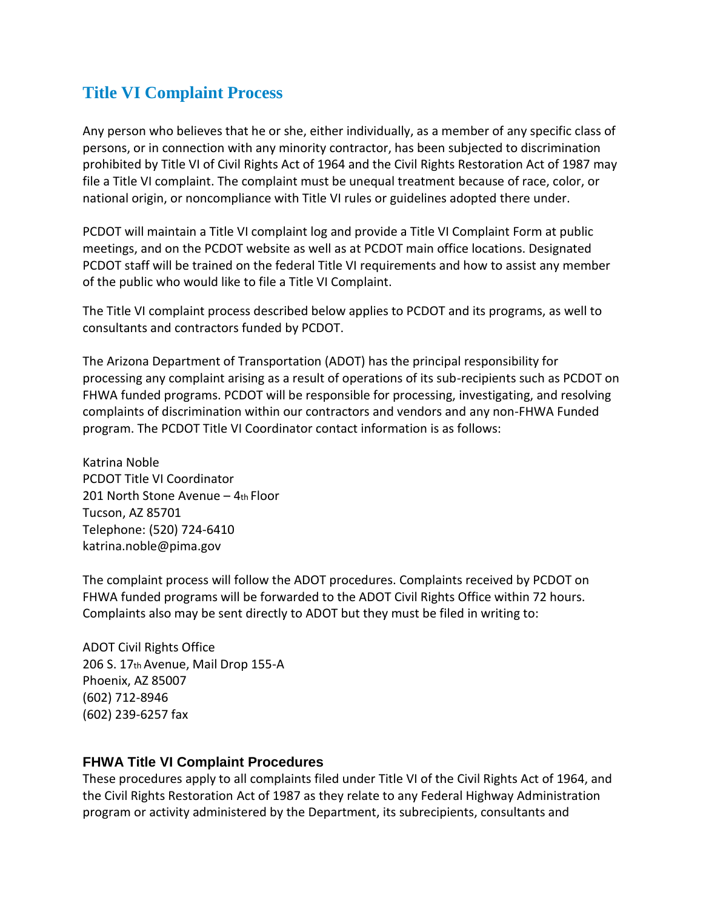## Title VI Complaint Process

Any person who believes that he or she, either individually, as a member of any specific class of persons, or in connection with any minority contractor, has been subjected to discrimination prohibited by Title VI of Civil Rights Act of 1964 and the Civil Rights Restoration Act of 1987 may file a Title VI complaint. The complaint must be unequal treatment because of race, color, or national origin, or noncompliance with Title VI rules or guidelines adopted there under.

PCDOT will maintain a Title VI complaint log and provide a Title VI Complaint Form at public meetings, and on the PCDOT website as well as at PCDOT main office locations. Designated PCDOT staff will be trained on the federal Title VI requirements and how to assist any member of the public who would like to file a Title VI Complaint.

The Title VI complaint process described below applies to PCDOT and its programs, as well to consultants and contractors funded by PCDOT.

The Arizona Department of Transportation (ADOT) has the principal responsibility for processing any complaint arising as a result of operations of its sub-recipients such as PCDOT on FHWA funded programs. PCDOT will be responsible for processing, investigating, and resolving complaints of discrimination within our contractors and vendors and any non-FHWA Funded program. The PCDOT Title VI Coordinator contact information is as follows:

Katrina Noble
PCDOT Title VI Coordinator
201 North Stone Avenue – 4th Floor
Tucson, AZ 85701
Telephone: (520) 724-6410
katrina.noble@pima.gov

The complaint process will follow the ADOT procedures. Complaints received by PCDOT on FHWA funded programs will be forwarded to the ADOT Civil Rights Office within 72 hours. Complaints also may be sent directly to ADOT but they must be filed in writing to:

ADOT Civil Rights Office
206 S. 17th Avenue, Mail Drop 155-A
Phoenix, AZ 85007
(602) 712-8946
(602) 239-6257 fax

### FHWA Title VI Complaint Procedures

These procedures apply to all complaints filed under Title VI of the Civil Rights Act of 1964, and the Civil Rights Restoration Act of 1987 as they relate to any Federal Highway Administration program or activity administered by the Department, its subrecipients, consultants and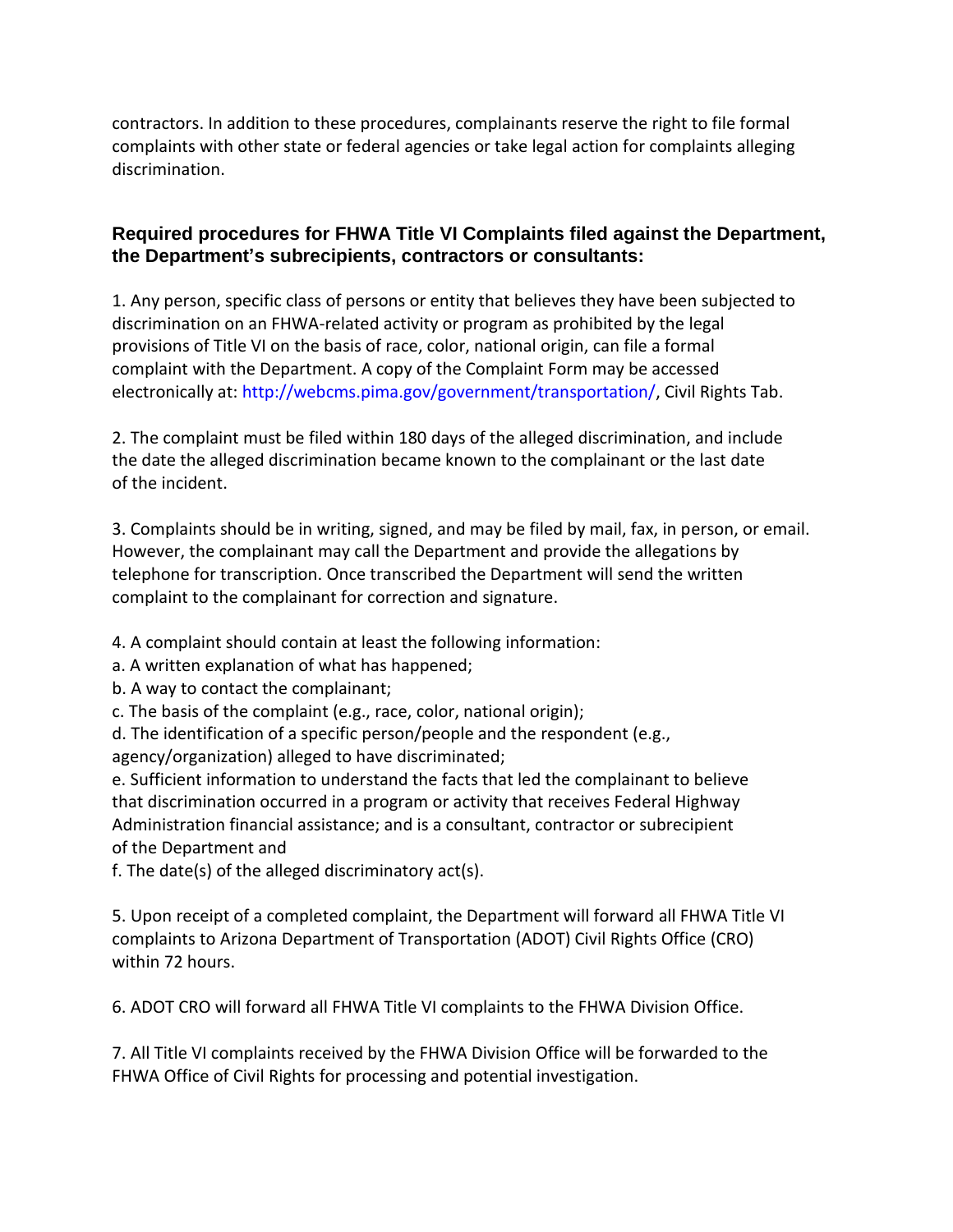contractors. In addition to these procedures, complainants reserve the right to file formal complaints with other state or federal agencies or take legal action for complaints alleging discrimination.

### Required procedures for FHWA Title VI Complaints filed against the Department, the Department's subrecipients, contractors or consultants:

1. Any person, specific class of persons or entity that believes they have been subjected to discrimination on an FHWA-related activity or program as prohibited by the legal provisions of Title VI on the basis of race, color, national origin, can file a formal complaint with the Department. A copy of the Complaint Form may be accessed electronically at: http://webcms.pima.gov/government/transportation/, Civil Rights Tab.

2. The complaint must be filed within 180 days of the alleged discrimination, and include the date the alleged discrimination became known to the complainant or the last date of the incident.

3. Complaints should be in writing, signed, and may be filed by mail, fax, in person, or email. However, the complainant may call the Department and provide the allegations by telephone for transcription. Once transcribed the Department will send the written complaint to the complainant for correction and signature.

4. A complaint should contain at least the following information:
a. A written explanation of what has happened;
b. A way to contact the complainant;
c. The basis of the complaint (e.g., race, color, national origin);
d. The identification of a specific person/people and the respondent (e.g., agency/organization) alleged to have discriminated;
e. Sufficient information to understand the facts that led the complainant to believe that discrimination occurred in a program or activity that receives Federal Highway Administration financial assistance; and is a consultant, contractor or subrecipient of the Department and
f. The date(s) of the alleged discriminatory act(s).

5. Upon receipt of a completed complaint, the Department will forward all FHWA Title VI complaints to Arizona Department of Transportation (ADOT) Civil Rights Office (CRO) within 72 hours.

6. ADOT CRO will forward all FHWA Title VI complaints to the FHWA Division Office.

7. All Title VI complaints received by the FHWA Division Office will be forwarded to the FHWA Office of Civil Rights for processing and potential investigation.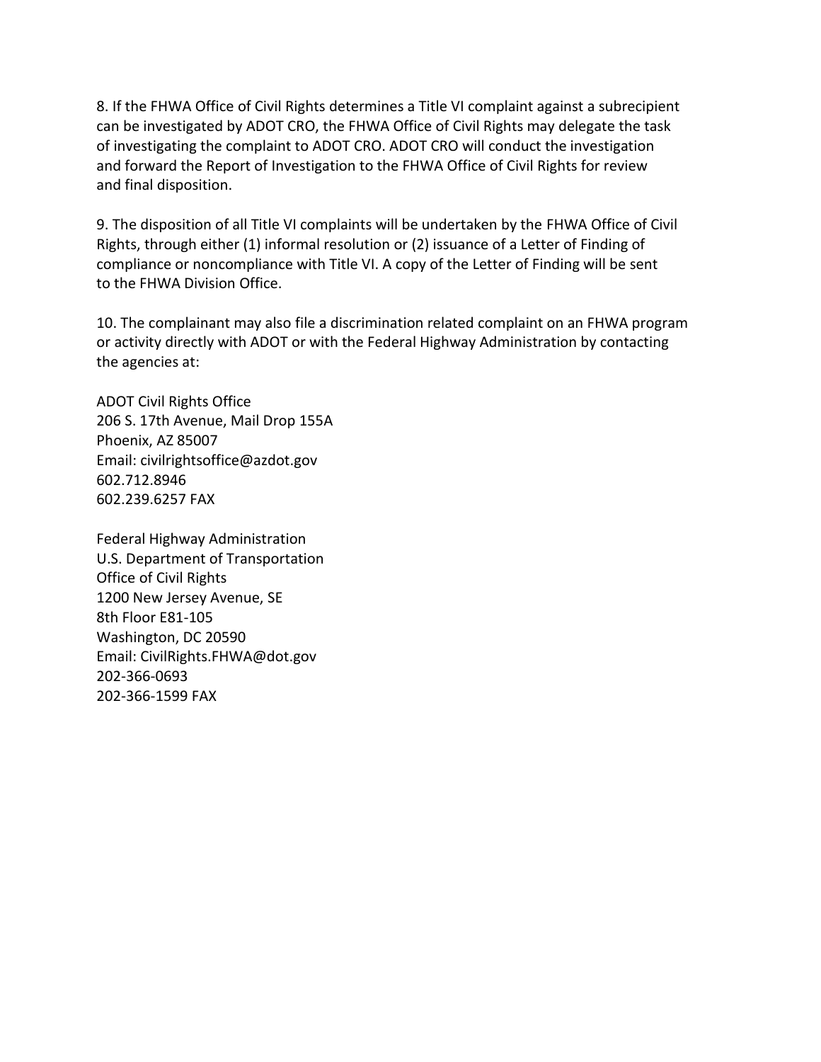8. If the FHWA Office of Civil Rights determines a Title VI complaint against a subrecipient can be investigated by ADOT CRO, the FHWA Office of Civil Rights may delegate the task of investigating the complaint to ADOT CRO. ADOT CRO will conduct the investigation and forward the Report of Investigation to the FHWA Office of Civil Rights for review and final disposition.

9. The disposition of all Title VI complaints will be undertaken by the FHWA Office of Civil Rights, through either (1) informal resolution or (2) issuance of a Letter of Finding of compliance or noncompliance with Title VI. A copy of the Letter of Finding will be sent to the FHWA Division Office.

10. The complainant may also file a discrimination related complaint on an FHWA program or activity directly with ADOT or with the Federal Highway Administration by contacting the agencies at:

ADOT Civil Rights Office
206 S. 17th Avenue, Mail Drop 155A
Phoenix, AZ 85007
Email: civilrightsoffice@azdot.gov
602.712.8946
602.239.6257 FAX

Federal Highway Administration
U.S. Department of Transportation
Office of Civil Rights
1200 New Jersey Avenue, SE
8th Floor E81-105
Washington, DC 20590
Email: CivilRights.FHWA@dot.gov
202-366-0693
202-366-1599 FAX